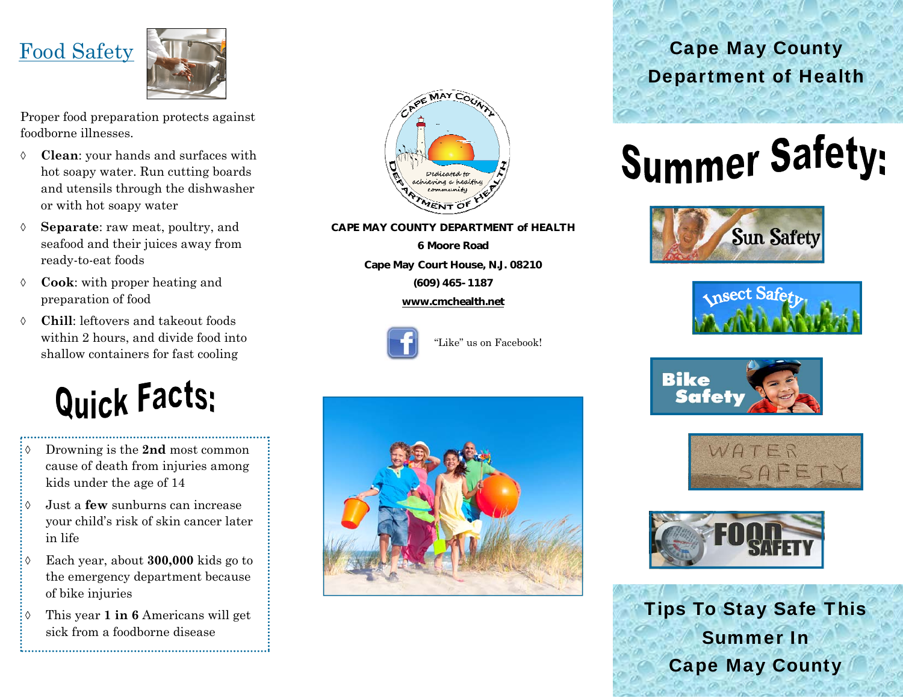## Food Safety

Proper food preparation protects against foodborne illnesses.

- **Clean**: your hands and surfaces with hot soapy water. Run cutting boards and utensils through the dishwasher or with hot soapy water
- **Separate**: raw meat, poultry, and seafood and their juices away from ready-to-eat foods
- **Cook**: with proper heating and preparation of food
- **Chill**: leftovers and takeout foods within 2 hours, and divide food into shallow containers for fast cooling

## Quick Facts:

- Drowning is the **2nd** most common cause of death from injuries among kids under the age of 14
- Just a **few** sunburns can increase your child's risk of skin cancer later in life
- Each year, about **300,000** kids go to the emergency department because of bike injuries
- This year **1 in 6** Americans will get sick from a foodborne disease

**CAPE MAY COUNTY DEPARTMENT of HEALTH**
**6 Moore Road**
**Cape May Court House, N.J. 08210**
**(609) 465-1187**
**www.cmchealth.net**

"Like" us on Facebook!

# Cape May County Department of Health

# Summer Safety:

Sun Safety

Insect Safety

Bike Safety

Water Safety

Food Safety

## Tips To Stay Safe This Summer In Cape May County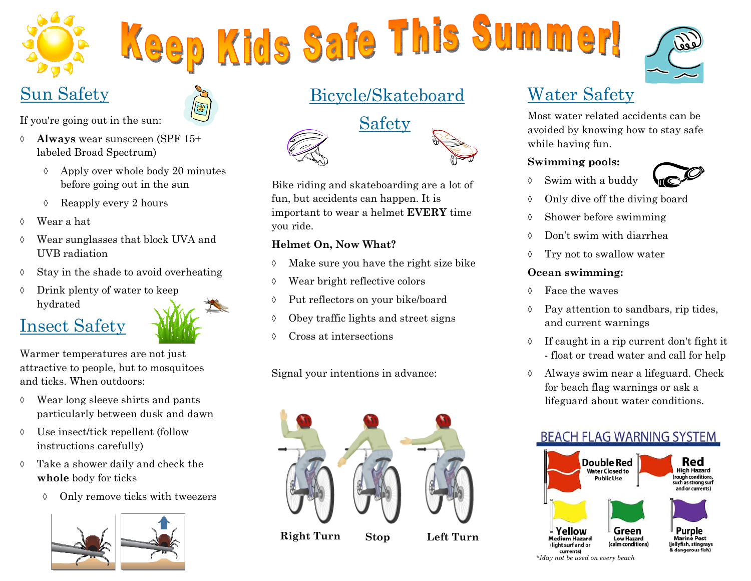# Keep Kids Safe This Summer!

## Sun Safety

If you're going out in the sun:

- **Always** wear sunscreen (SPF 15+ labeled Broad Spectrum)
  - Apply over whole body 20 minutes before going out in the sun
  - Reapply every 2 hours
- Wear a hat
- Wear sunglasses that block UVA and UVB radiation
- Stay in the shade to avoid overheating
- Drink plenty of water to keep hydrated

## Insect Safety

Warmer temperatures are not just attractive to people, but to mosquitoes and ticks. When outdoors:

- Wear long sleeve shirts and pants particularly between dusk and dawn
- Use insect/tick repellent (follow instructions carefully)
- Take a shower daily and check the **whole** body for ticks
  - Only remove ticks with tweezers

## Bicycle/Skateboard Safety

Bike riding and skateboarding are a lot of fun, but accidents can happen. It is important to wear a helmet **EVERY** time you ride.

**Helmet On, Now What?**

- Make sure you have the right size bike
- Wear bright reflective colors
- Put reflectors on your bike/board
- Obey traffic lights and street signs
- Cross at intersections

Signal your intentions in advance:

**Right Turn** **Stop** **Left Turn**

## Water Safety

Most water related accidents can be avoided by knowing how to stay safe while having fun.

**Swimming pools:**

- Swim with a buddy
- Only dive off the diving board
- Shower before swimming
- Don't swim with diarrhea
- Try not to swallow water

**Ocean swimming:**

- Face the waves
- Pay attention to sandbars, rip tides, and current warnings
- If caught in a rip current don't fight it - float or tread water and call for help
- Always swim near a lifeguard. Check for beach flag warnings or ask a lifeguard about water conditions.

BEACH FLAG WARNING SYSTEM

Double Red
Water Closed to Public Use

Red
High Hazard
(rough conditions, such as strong surf and or currents)

Yellow
Medium Hazard
(light surf and or currents)

Green
Low Hazard
(calm conditions)

Purple
Marine Pest
(jellyfish, stingrays & dangerous fish)

*May not be used on every beach